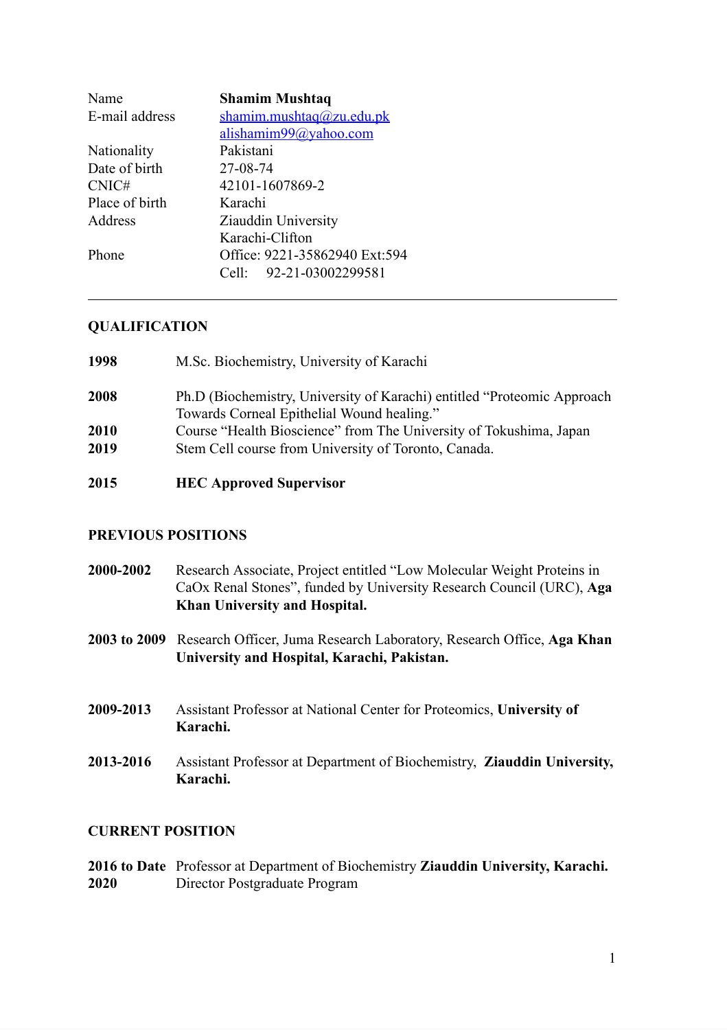| | |
|---|---|
| Name | **Shamim Mushtaq** |
| E-mail address | shamim.mushtaq@zu.edu.pk<br>alishamim99@yahoo.com |
| Nationality | Pakistani |
| Date of birth | 27-08-74 |
| CNIC# | 42101-1607869-2 |
| Place of birth | Karachi |
| Address | Ziauddin University<br>Karachi-Clifton |
| Phone | Office: 9221-35862940 Ext:594<br>Cell: 92-21-03002299581 |

---

## QUALIFICATION

**1998** M.Sc. Biochemistry, University of Karachi

**2008** Ph.D (Biochemistry, University of Karachi) entitled "Proteomic Approach Towards Corneal Epithelial Wound healing."

**2010** Course "Health Bioscience" from The University of Tokushima, Japan

**2019** Stem Cell course from University of Toronto, Canada.

**2015** **HEC Approved Supervisor**

## PREVIOUS POSITIONS

**2000-2002** Research Associate, Project entitled "Low Molecular Weight Proteins in CaOx Renal Stones", funded by University Research Council (URC), **Aga Khan University and Hospital.**

**2003 to 2009** Research Officer, Juma Research Laboratory, Research Office, **Aga Khan University and Hospital, Karachi, Pakistan.**

**2009-2013** Assistant Professor at National Center for Proteomics, **University of Karachi.**

**2013-2016** Assistant Professor at Department of Biochemistry, **Ziauddin University, Karachi.**

## CURRENT POSITION

**2016 to Date** Professor at Department of Biochemistry **Ziauddin University, Karachi.**

**2020** Director Postgraduate Program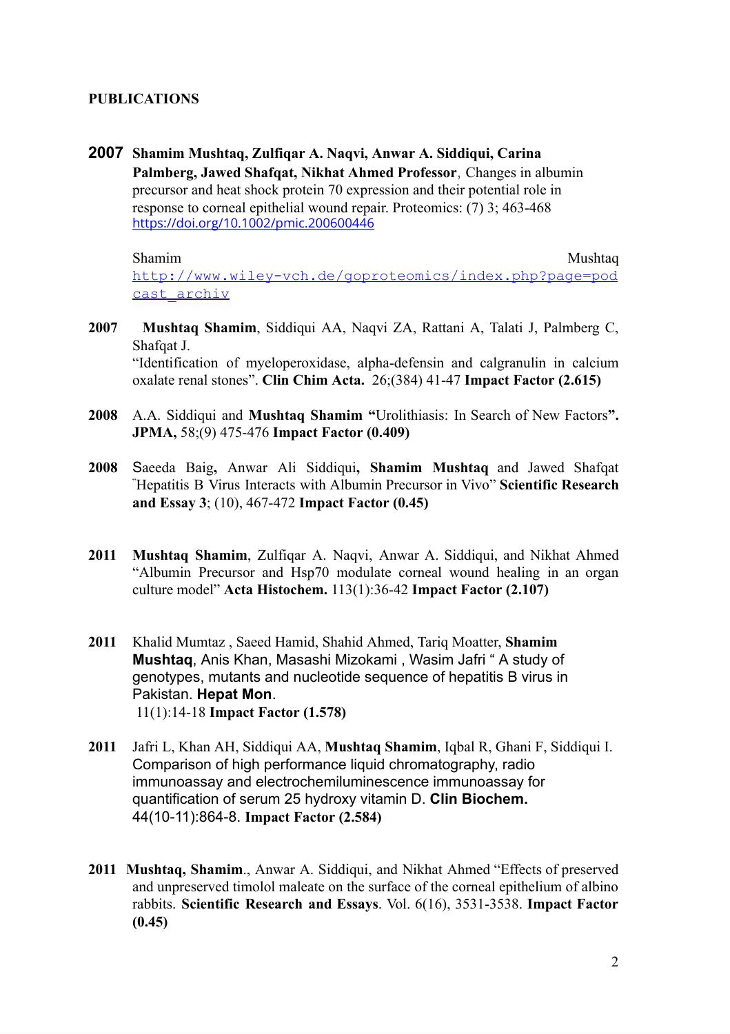**PUBLICATIONS**

**2007** **Shamim Mushtaq, Zulfiqar A. Naqvi, Anwar A. Siddiqui, Carina Palmberg, Jawed Shafqat, Nikhat Ahmed Professor**, Changes in albumin precursor and heat shock protein 70 expression and their potential role in response to corneal epithelial wound repair. Proteomics: (7) 3; 463-468 https://doi.org/10.1002/pmic.200600446

Shamim Mushtaq http://www.wiley-vch.de/goproteomics/index.php?page=podcast_archiv

**2007** **Mushtaq Shamim**, Siddiqui AA, Naqvi ZA, Rattani A, Talati J, Palmberg C, Shafqat J. "Identification of myeloperoxidase, alpha-defensin and calgranulin in calcium oxalate renal stones". **Clin Chim Acta.** 26;(384) 41-47 **Impact Factor (2.615)**

**2008** A.A. Siddiqui and **Mushtaq Shamim** **"**Urolithiasis: In Search of New Factors**". JPMA,** 58;(9) 475-476 **Impact Factor (0.409)**

**2008** Saeeda Baig**,** Anwar Ali Siddiqui**, Shamim Mushtaq** and Jawed Shafqat "Hepatitis B Virus Interacts with Albumin Precursor in Vivo" **Scientific Research and Essay 3**; (10), 467-472 **Impact Factor (0.45)**

**2011** **Mushtaq Shamim**, Zulfiqar A. Naqvi, Anwar A. Siddiqui, and Nikhat Ahmed "Albumin Precursor and Hsp70 modulate corneal wound healing in an organ culture model" **Acta Histochem.** 113(1):36-42 **Impact Factor (2.107)**

**2011** Khalid Mumtaz , Saeed Hamid, Shahid Ahmed, Tariq Moatter, **Shamim Mushtaq**, Anis Khan, Masashi Mizokami , Wasim Jafri " A study of genotypes, mutants and nucleotide sequence of hepatitis B virus in Pakistan. **Hepat Mon**. 11(1):14-18 **Impact Factor (1.578)**

**2011** Jafri L, Khan AH, Siddiqui AA, **Mushtaq Shamim**, Iqbal R, Ghani F, Siddiqui I. Comparison of high performance liquid chromatography, radio immunoassay and electrochemiluminescence immunoassay for quantification of serum 25 hydroxy vitamin D. **Clin Biochem.** 44(10-11):864-8. **Impact Factor (2.584)**

**2011** **Mushtaq, Shamim**., Anwar A. Siddiqui, and Nikhat Ahmed "Effects of preserved and unpreserved timolol maleate on the surface of the corneal epithelium of albino rabbits. **Scientific Research and Essays**. Vol. 6(16), 3531-3538. **Impact Factor (0.45)**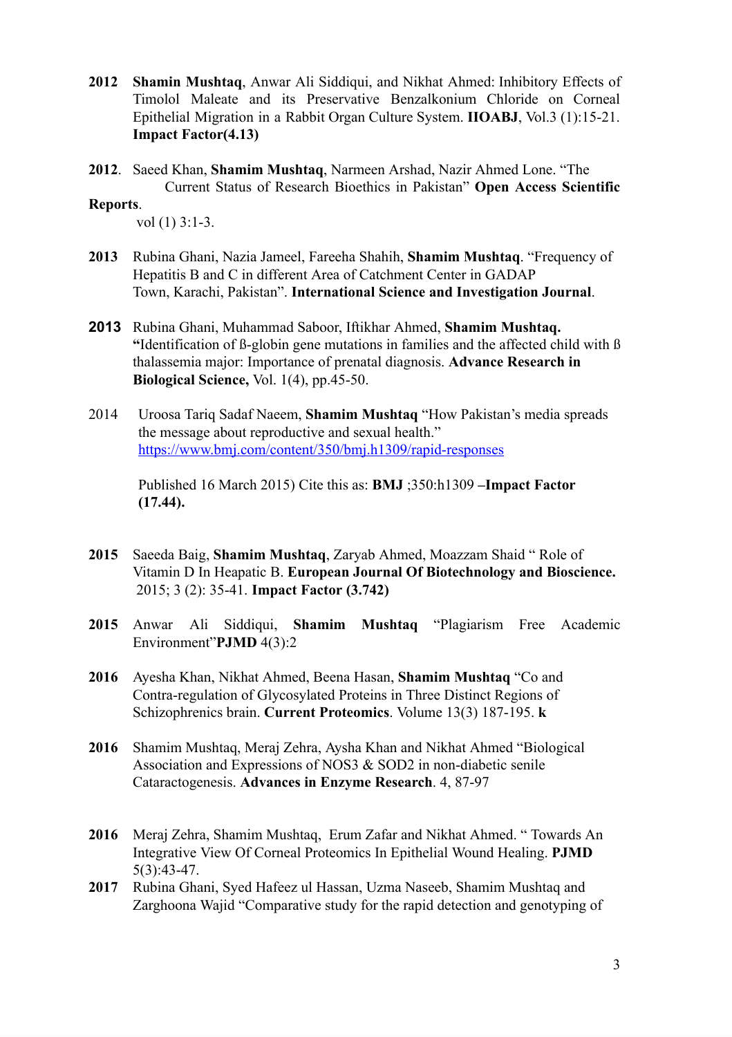**2012** **Shamin Mushtaq**, Anwar Ali Siddiqui, and Nikhat Ahmed: Inhibitory Effects of Timolol Maleate and its Preservative Benzalkonium Chloride on Corneal Epithelial Migration in a Rabbit Organ Culture System. **IIOABJ**, Vol.3 (1):15-21. **Impact Factor(4.13)**

**2012**. Saeed Khan, **Shamim Mushtaq**, Narmeen Arshad, Nazir Ahmed Lone. "The Current Status of Research Bioethics in Pakistan" **Open Access Scientific Reports**. vol (1) 3:1-3.

**2013** Rubina Ghani, Nazia Jameel, Fareeha Shahih, **Shamim Mushtaq**. "Frequency of Hepatitis B and C in different Area of Catchment Center in GADAP Town, Karachi, Pakistan". **International Science and Investigation Journal**.

**2013** Rubina Ghani, Muhammad Saboor, Iftikhar Ahmed, **Shamim Mushtaq.** **"**Identification of ß-globin gene mutations in families and the affected child with ß thalassemia major: Importance of prenatal diagnosis. **Advance Research in Biological Science,** Vol. 1(4), pp.45-50.

2014 Uroosa Tariq Sadaf Naeem, **Shamim Mushtaq** "How Pakistan's media spreads the message about reproductive and sexual health." https://www.bmj.com/content/350/bmj.h1309/rapid-responses

Published 16 March 2015) Cite this as: **BMJ** ;350:h1309 **–Impact Factor (17.44).**

**2015** Saeeda Baig, **Shamim Mushtaq**, Zaryab Ahmed, Moazzam Shaid " Role of Vitamin D In Heapatic B. **European Journal Of Biotechnology and Bioscience.** 2015; 3 (2): 35-41. **Impact Factor (3.742)**

**2015** Anwar Ali Siddiqui, **Shamim Mushtaq** "Plagiarism Free Academic Environment"**PJMD** 4(3):2

**2016** Ayesha Khan, Nikhat Ahmed, Beena Hasan, **Shamim Mushtaq** "Co and Contra-regulation of Glycosylated Proteins in Three Distinct Regions of Schizophrenics brain. **Current Proteomics**. Volume 13(3) 187-195. **k**

**2016** Shamim Mushtaq, Meraj Zehra, Aysha Khan and Nikhat Ahmed "Biological Association and Expressions of NOS3 & SOD2 in non-diabetic senile Cataractogenesis. **Advances in Enzyme Research**. 4, 87-97

**2016** Meraj Zehra, Shamim Mushtaq, Erum Zafar and Nikhat Ahmed. " Towards An Integrative View Of Corneal Proteomics In Epithelial Wound Healing. **PJMD** 5(3):43-47.

**2017** Rubina Ghani, Syed Hafeez ul Hassan, Uzma Naseeb, Shamim Mushtaq and Zarghoona Wajid "Comparative study for the rapid detection and genotyping of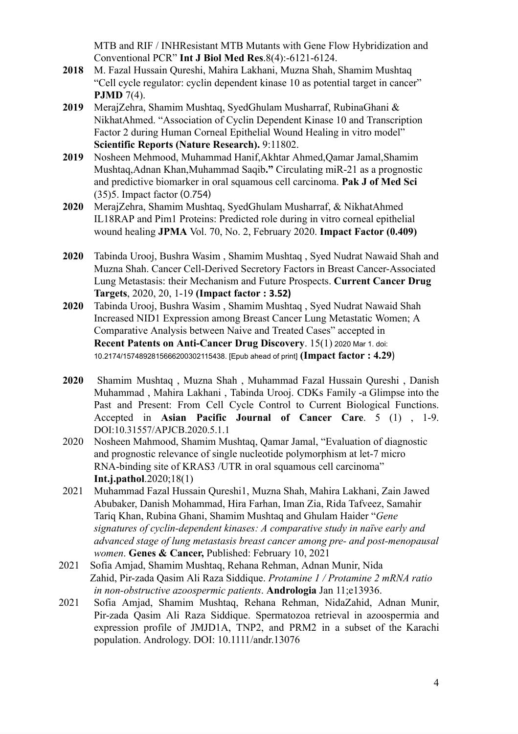MTB and RIF / INHResistant MTB Mutants with Gene Flow Hybridization and Conventional PCR" **Int J Biol Med Res**.8(4):-6121-6124.

**2018** M. Fazal Hussain Qureshi, Mahira Lakhani, Muzna Shah, Shamim Mushtaq "Cell cycle regulator: cyclin dependent kinase 10 as potential target in cancer" **PJMD** 7(4).

**2019** MerajZehra, Shamim Mushtaq, SyedGhulam Musharraf, RubinaGhani & NikhatAhmed. "Association of Cyclin Dependent Kinase 10 and Transcription Factor 2 during Human Corneal Epithelial Wound Healing in vitro model" **Scientific Reports (Nature Research).** 9:11802.

**2019** Nosheen Mehmood, Muhammad Hanif,Akhtar Ahmed,Qamar Jamal,Shamim Mushtaq,Adnan Khan,Muhammad Saqib**."** Circulating miR-21 as a prognostic and predictive biomarker in oral squamous cell carcinoma. **Pak J of Med Sci** (35)5. Impact factor (0.754)

**2020** MerajZehra, Shamim Mushtaq, SyedGhulam Musharraf, & NikhatAhmed IL18RAP and Pim1 Proteins: Predicted role during in vitro corneal epithelial wound healing **JPMA** Vol. 70, No. 2, February 2020. **Impact Factor (0.409)**

**2020** Tabinda Urooj, Bushra Wasim , Shamim Mushtaq , Syed Nudrat Nawaid Shah and Muzna Shah. Cancer Cell-Derived Secretory Factors in Breast Cancer-Associated Lung Metastasis: their Mechanism and Future Prospects. **Current Cancer Drug Targets**, 2020, 20, 1-19 **(Impact factor : 3.52)**

**2020** Tabinda Urooj, Bushra Wasim , Shamim Mushtaq , Syed Nudrat Nawaid Shah Increased NID1 Expression among Breast Cancer Lung Metastatic Women; A Comparative Analysis between Naive and Treated Cases" accepted in **Recent Patents on Anti-Cancer Drug Discovery**. 15(1) 2020 Mar 1. doi: 10.2174/1574892815666200302115438. [Epub ahead of print] **(Impact factor : 4.29)**

**2020** Shamim Mushtaq , Muzna Shah , Muhammad Fazal Hussain Qureshi , Danish Muhammad , Mahira Lakhani , Tabinda Urooj. CDKs Family -a Glimpse into the Past and Present: From Cell Cycle Control to Current Biological Functions. Accepted in **Asian Pacific Journal of Cancer Care**. 5 (1) , 1-9. DOI:10.31557/APJCB.2020.5.1.1

2020 Nosheen Mahmood, Shamim Mushtaq, Qamar Jamal, "Evaluation of diagnostic and prognostic relevance of single nucleotide polymorphism at let-7 micro RNA-binding site of KRAS3 /UTR in oral squamous cell carcinoma" **Int.j.pathol**.2020;18(1)

2021 Muhammad Fazal Hussain Qureshi1, Muzna Shah, Mahira Lakhani, Zain Jawed Abubaker, Danish Mohammad, Hira Farhan, Iman Zia, Rida Tafveez, Samahir Tariq Khan, Rubina Ghani, Shamim Mushtaq and Ghulam Haider "*Gene signatures of cyclin-dependent kinases: A comparative study in naïve early and advanced stage of lung metastasis breast cancer among pre- and post-menopausal women*. **Genes & Cancer,** Published: February 10, 2021

2021 Sofia Amjad, Shamim Mushtaq, Rehana Rehman, Adnan Munir, Nida Zahid, Pir-zada Qasim Ali Raza Siddique. *Protamine 1 / Protamine 2 mRNA ratio in non-obstructive azoospermic patients*. **Andrologia** Jan 11;e13936.

2021 Sofia Amjad, Shamim Mushtaq, Rehana Rehman, NidaZahid, Adnan Munir, Pir-zada Qasim Ali Raza Siddique. Spermatozoa retrieval in azoospermia and expression profile of JMJD1A, TNP2, and PRM2 in a subset of the Karachi population. Andrology. DOI: 10.1111/andr.13076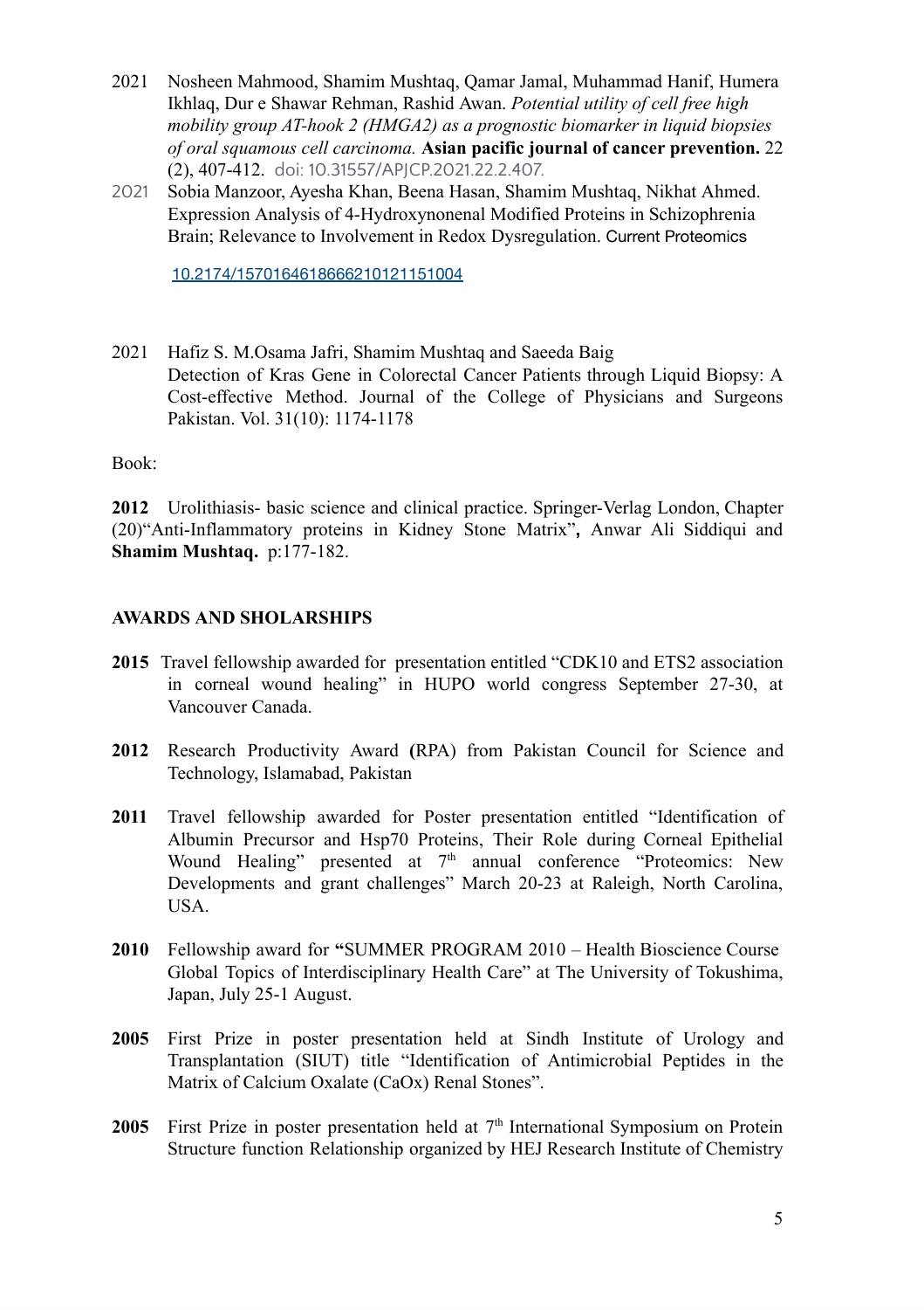2021 Nosheen Mahmood, Shamim Mushtaq, Qamar Jamal, Muhammad Hanif, Humera Ikhlaq, Dur e Shawar Rehman, Rashid Awan. *Potential utility of cell free high mobility group AT-hook 2 (HMGA2) as a prognostic biomarker in liquid biopsies of oral squamous cell carcinoma.* **Asian pacific journal of cancer prevention.** 22 (2), 407-412. doi: 10.31557/APJCP.2021.22.2.407.

2021 Sobia Manzoor, Ayesha Khan, Beena Hasan, Shamim Mushtaq, Nikhat Ahmed. Expression Analysis of 4-Hydroxynonenal Modified Proteins in Schizophrenia Brain; Relevance to Involvement in Redox Dysregulation. Current Proteomics

10.2174/1570164618666210121151004

2021 Hafiz S. M.Osama Jafri, Shamim Mushtaq and Saeeda Baig
Detection of Kras Gene in Colorectal Cancer Patients through Liquid Biopsy: A Cost-effective Method. Journal of the College of Physicians and Surgeons Pakistan. Vol. 31(10): 1174-1178

Book:

**2012** Urolithiasis- basic science and clinical practice. Springer-Verlag London, Chapter (20)"Anti-Inflammatory proteins in Kidney Stone Matrix"**,** Anwar Ali Siddiqui and **Shamim Mushtaq.** p:177-182.

## AWARDS AND SHOLARSHIPS

**2015** Travel fellowship awarded for presentation entitled "CDK10 and ETS2 association in corneal wound healing" in HUPO world congress September 27-30, at Vancouver Canada.

**2012** Research Productivity Award **(**RPA) from Pakistan Council for Science and Technology, Islamabad, Pakistan

**2011** Travel fellowship awarded for Poster presentation entitled "Identification of Albumin Precursor and Hsp70 Proteins, Their Role during Corneal Epithelial Wound Healing" presented at 7th annual conference "Proteomics: New Developments and grant challenges" March 20-23 at Raleigh, North Carolina, USA.

**2010** Fellowship award for **"**SUMMER PROGRAM 2010 – Health Bioscience Course Global Topics of Interdisciplinary Health Care" at The University of Tokushima, Japan, July 25-1 August.

**2005** First Prize in poster presentation held at Sindh Institute of Urology and Transplantation (SIUT) title "Identification of Antimicrobial Peptides in the Matrix of Calcium Oxalate (CaOx) Renal Stones".

**2005** First Prize in poster presentation held at 7th International Symposium on Protein Structure function Relationship organized by HEJ Research Institute of Chemistry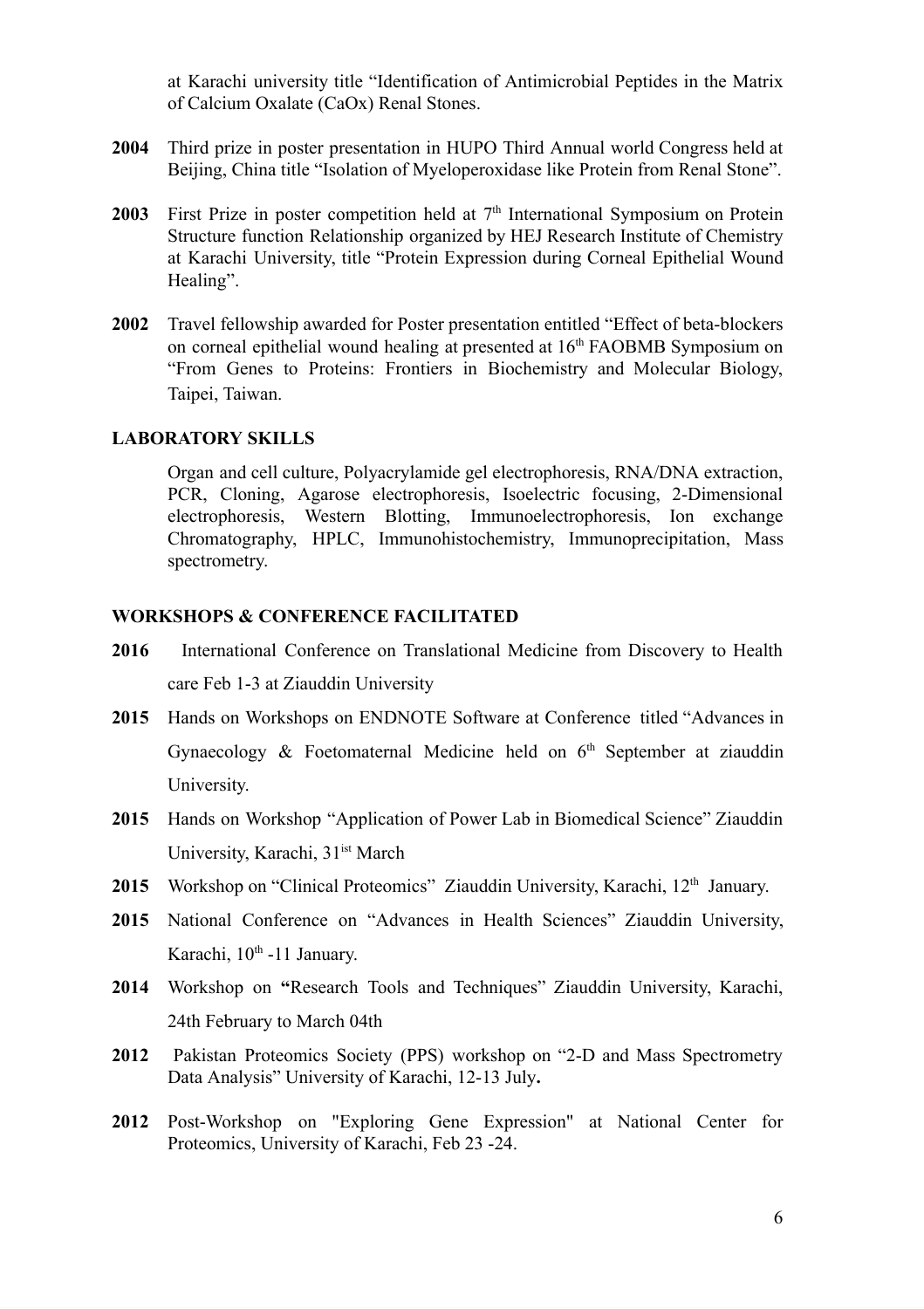at Karachi university title "Identification of Antimicrobial Peptides in the Matrix of Calcium Oxalate (CaOx) Renal Stones.

**2004** Third prize in poster presentation in HUPO Third Annual world Congress held at Beijing, China title "Isolation of Myeloperoxidase like Protein from Renal Stone".

**2003** First Prize in poster competition held at 7th International Symposium on Protein Structure function Relationship organized by HEJ Research Institute of Chemistry at Karachi University, title "Protein Expression during Corneal Epithelial Wound Healing".

**2002** Travel fellowship awarded for Poster presentation entitled "Effect of beta-blockers on corneal epithelial wound healing at presented at 16th FAOBMB Symposium on "From Genes to Proteins: Frontiers in Biochemistry and Molecular Biology, Taipei, Taiwan.

## LABORATORY SKILLS

Organ and cell culture, Polyacrylamide gel electrophoresis, RNA/DNA extraction, PCR, Cloning, Agarose electrophoresis, Isoelectric focusing, 2-Dimensional electrophoresis, Western Blotting, Immunoelectrophoresis, Ion exchange Chromatography, HPLC, Immunohistochemistry, Immunoprecipitation, Mass spectrometry.

## WORKSHOPS & CONFERENCE FACILITATED

**2016** International Conference on Translational Medicine from Discovery to Health care Feb 1-3 at Ziauddin University

**2015** Hands on Workshops on ENDNOTE Software at Conference titled "Advances in Gynaecology & Foetomaternal Medicine held on 6th September at ziauddin University.

**2015** Hands on Workshop "Application of Power Lab in Biomedical Science" Ziauddin University, Karachi, 31ist March

**2015** Workshop on "Clinical Proteomics" Ziauddin University, Karachi, 12th January.

**2015** National Conference on "Advances in Health Sciences" Ziauddin University, Karachi, 10th -11 January.

**2014** Workshop on **"**Research Tools and Techniques" Ziauddin University, Karachi, 24th February to March 04th

**2012** Pakistan Proteomics Society (PPS) workshop on "2-D and Mass Spectrometry Data Analysis" University of Karachi, 12-13 July**.**

**2012** Post-Workshop on "Exploring Gene Expression" at National Center for Proteomics, University of Karachi, Feb 23 -24.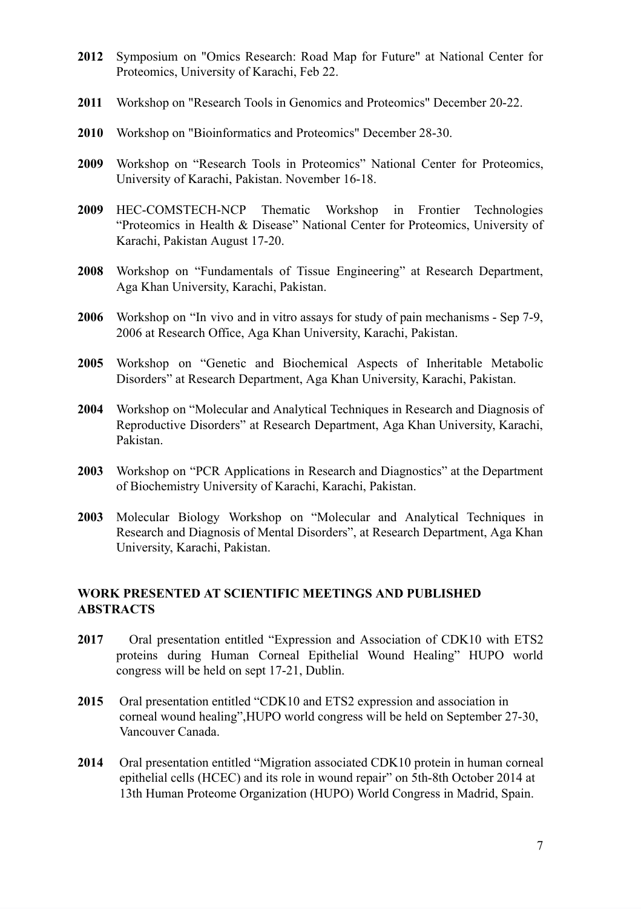**2012** Symposium on "Omics Research: Road Map for Future" at National Center for Proteomics, University of Karachi, Feb 22.

**2011** Workshop on "Research Tools in Genomics and Proteomics" December 20-22.

**2010** Workshop on "Bioinformatics and Proteomics" December 28-30.

**2009** Workshop on "Research Tools in Proteomics" National Center for Proteomics, University of Karachi, Pakistan. November 16-18.

**2009** HEC-COMSTECH-NCP Thematic Workshop in Frontier Technologies "Proteomics in Health & Disease" National Center for Proteomics, University of Karachi, Pakistan August 17-20.

**2008** Workshop on "Fundamentals of Tissue Engineering" at Research Department, Aga Khan University, Karachi, Pakistan.

**2006** Workshop on "In vivo and in vitro assays for study of pain mechanisms - Sep 7-9, 2006 at Research Office, Aga Khan University, Karachi, Pakistan.

**2005** Workshop on "Genetic and Biochemical Aspects of Inheritable Metabolic Disorders" at Research Department, Aga Khan University, Karachi, Pakistan.

**2004** Workshop on "Molecular and Analytical Techniques in Research and Diagnosis of Reproductive Disorders" at Research Department, Aga Khan University, Karachi, Pakistan.

**2003** Workshop on "PCR Applications in Research and Diagnostics" at the Department of Biochemistry University of Karachi, Karachi, Pakistan.

**2003** Molecular Biology Workshop on "Molecular and Analytical Techniques in Research and Diagnosis of Mental Disorders", at Research Department, Aga Khan University, Karachi, Pakistan.

## WORK PRESENTED AT SCIENTIFIC MEETINGS AND PUBLISHED ABSTRACTS

**2017** Oral presentation entitled "Expression and Association of CDK10 with ETS2 proteins during Human Corneal Epithelial Wound Healing" HUPO world congress will be held on sept 17-21, Dublin.

**2015** Oral presentation entitled "CDK10 and ETS2 expression and association in corneal wound healing",HUPO world congress will be held on September 27-30, Vancouver Canada.

**2014** Oral presentation entitled "Migration associated CDK10 protein in human corneal epithelial cells (HCEC) and its role in wound repair" on 5th-8th October 2014 at 13th Human Proteome Organization (HUPO) World Congress in Madrid, Spain.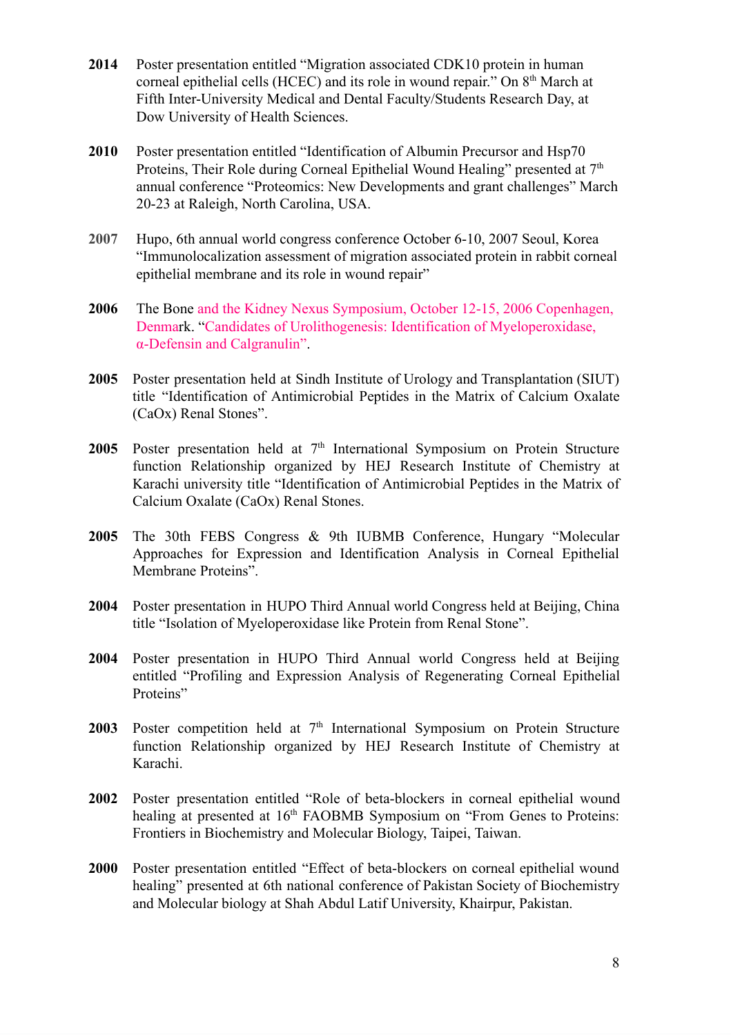**2014** Poster presentation entitled "Migration associated CDK10 protein in human corneal epithelial cells (HCEC) and its role in wound repair." On 8th March at Fifth Inter-University Medical and Dental Faculty/Students Research Day, at Dow University of Health Sciences.

**2010** Poster presentation entitled "Identification of Albumin Precursor and Hsp70 Proteins, Their Role during Corneal Epithelial Wound Healing" presented at 7th annual conference "Proteomics: New Developments and grant challenges" March 20-23 at Raleigh, North Carolina, USA.

**2007** Hupo, 6th annual world congress conference October 6-10, 2007 Seoul, Korea "Immunolocalization assessment of migration associated protein in rabbit corneal epithelial membrane and its role in wound repair"

**2006** The Bone and the Kidney Nexus Symposium, October 12-15, 2006 Copenhagen, Denmark. "Candidates of Urolithogenesis: Identification of Myeloperoxidase, α-Defensin and Calgranulin".

**2005** Poster presentation held at Sindh Institute of Urology and Transplantation (SIUT) title "Identification of Antimicrobial Peptides in the Matrix of Calcium Oxalate (CaOx) Renal Stones".

**2005** Poster presentation held at 7th International Symposium on Protein Structure function Relationship organized by HEJ Research Institute of Chemistry at Karachi university title "Identification of Antimicrobial Peptides in the Matrix of Calcium Oxalate (CaOx) Renal Stones.

**2005** The 30th FEBS Congress & 9th IUBMB Conference, Hungary "Molecular Approaches for Expression and Identification Analysis in Corneal Epithelial Membrane Proteins".

**2004** Poster presentation in HUPO Third Annual world Congress held at Beijing, China title "Isolation of Myeloperoxidase like Protein from Renal Stone".

**2004** Poster presentation in HUPO Third Annual world Congress held at Beijing entitled "Profiling and Expression Analysis of Regenerating Corneal Epithelial Proteins"

**2003** Poster competition held at 7th International Symposium on Protein Structure function Relationship organized by HEJ Research Institute of Chemistry at Karachi.

**2002** Poster presentation entitled "Role of beta-blockers in corneal epithelial wound healing at presented at 16th FAOBMB Symposium on "From Genes to Proteins: Frontiers in Biochemistry and Molecular Biology, Taipei, Taiwan.

**2000** Poster presentation entitled "Effect of beta-blockers on corneal epithelial wound healing" presented at 6th national conference of Pakistan Society of Biochemistry and Molecular biology at Shah Abdul Latif University, Khairpur, Pakistan.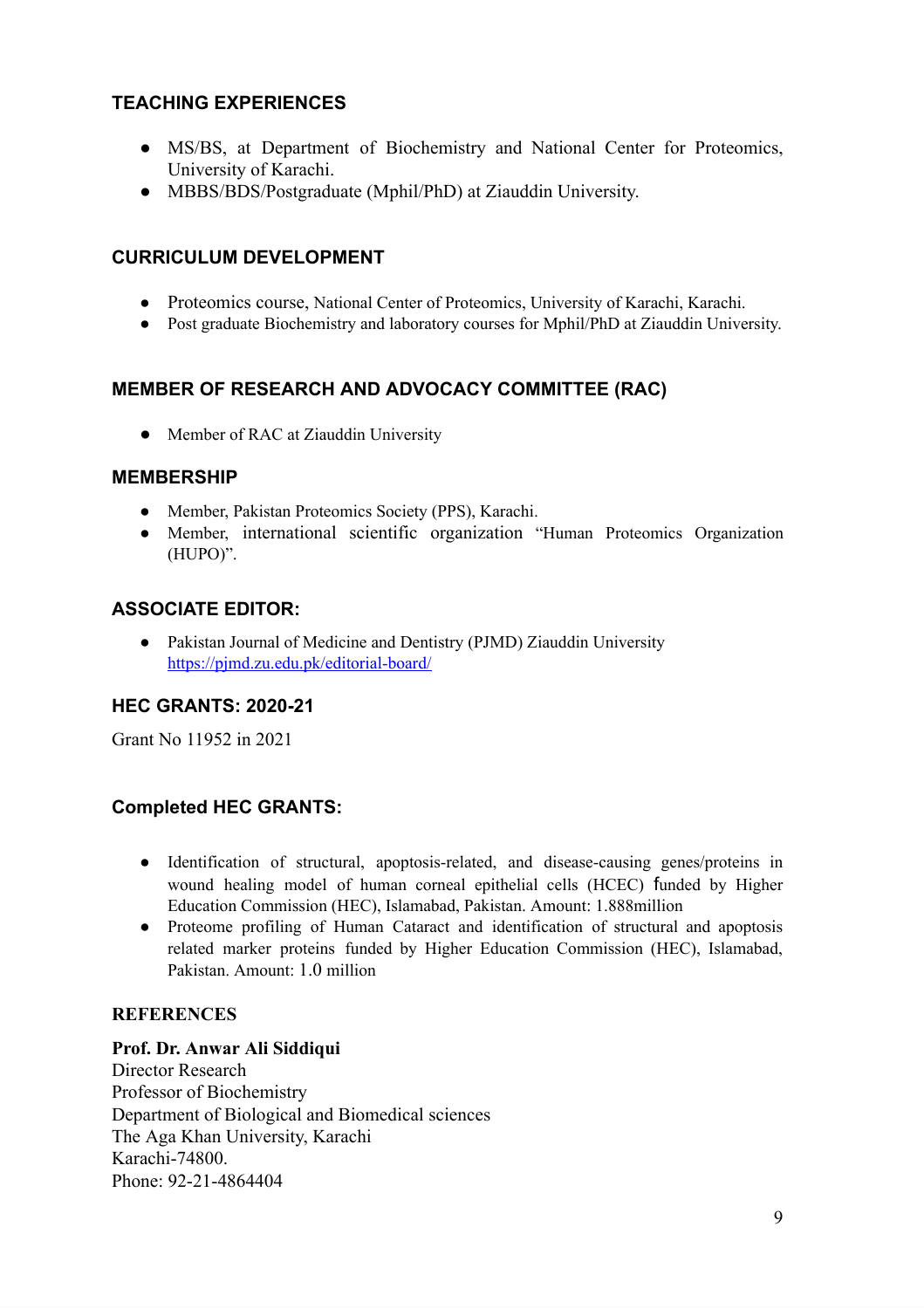## TEACHING EXPERIENCES

- MS/BS, at Department of Biochemistry and National Center for Proteomics, University of Karachi.
- MBBS/BDS/Postgraduate (Mphil/PhD) at Ziauddin University.

## CURRICULUM DEVELOPMENT

- Proteomics course, National Center of Proteomics, University of Karachi, Karachi.
- Post graduate Biochemistry and laboratory courses for Mphil/PhD at Ziauddin University.

## MEMBER OF RESEARCH AND ADVOCACY COMMITTEE (RAC)

- Member of RAC at Ziauddin University

## MEMBERSHIP

- Member, Pakistan Proteomics Society (PPS), Karachi.
- Member, international scientific organization "Human Proteomics Organization (HUPO)".

## ASSOCIATE EDITOR:

- Pakistan Journal of Medicine and Dentistry (PJMD) Ziauddin University [https://pjmd.zu.edu.pk/editorial-board/](https://pjmd.zu.edu.pk/editorial-board/)

## HEC GRANTS: 2020-21

Grant No 11952 in 2021

## Completed HEC GRANTS:

- Identification of structural, apoptosis-related, and disease-causing genes/proteins in wound healing model of human corneal epithelial cells (HCEC) funded by Higher Education Commission (HEC), Islamabad, Pakistan. Amount: 1.888million
- Proteome profiling of Human Cataract and identification of structural and apoptosis related marker proteins funded by Higher Education Commission (HEC), Islamabad, Pakistan. Amount: 1.0 million

## REFERENCES

**Prof. Dr. Anwar Ali Siddiqui**
Director Research
Professor of Biochemistry
Department of Biological and Biomedical sciences
The Aga Khan University, Karachi
Karachi-74800.
Phone: 92-21-4864404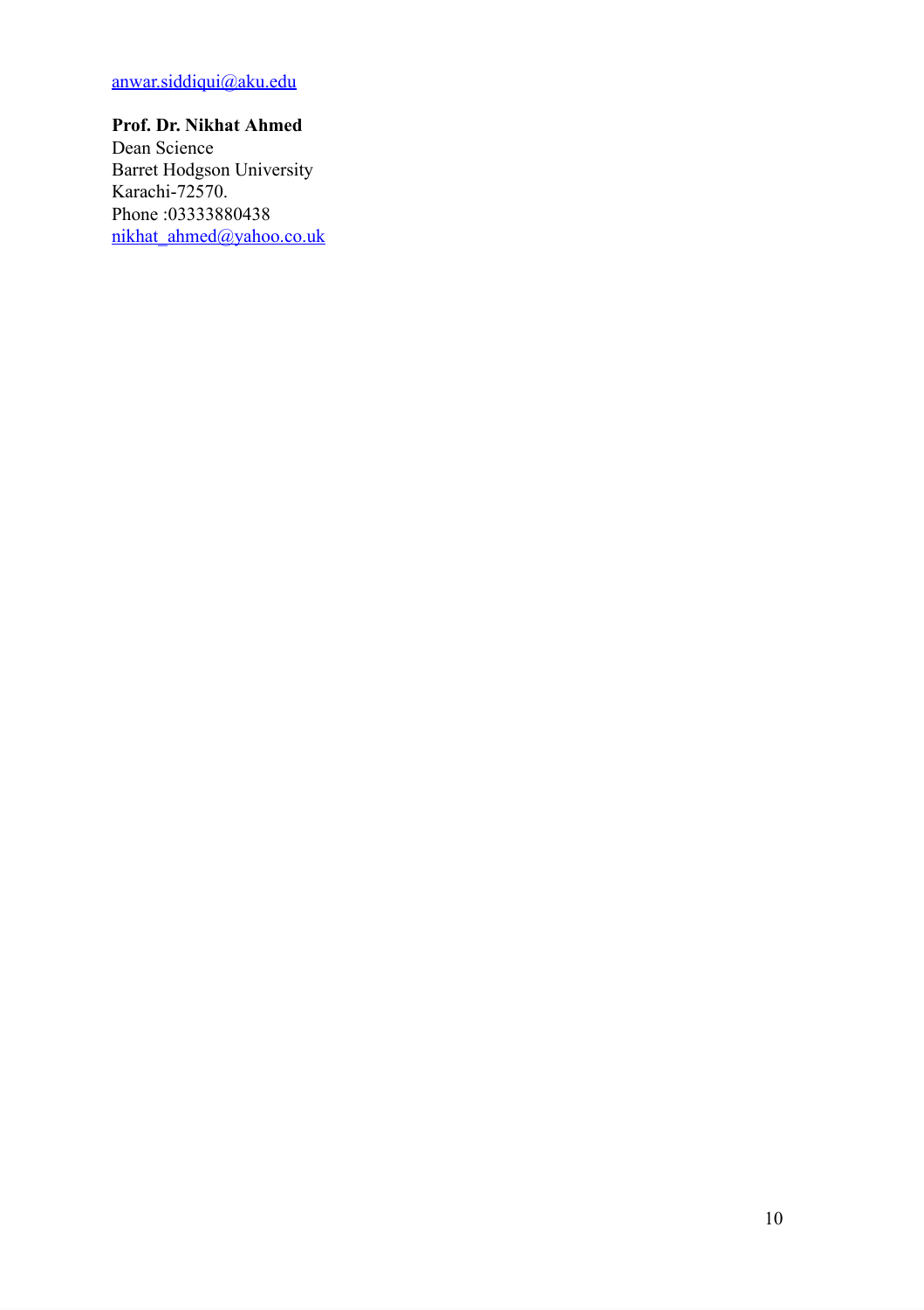anwar.siddiqui@aku.edu

**Prof. Dr. Nikhat Ahmed**
Dean Science
Barret Hodgson University
Karachi-72570.
Phone :03333880438
nikhat_ahmed@yahoo.co.uk